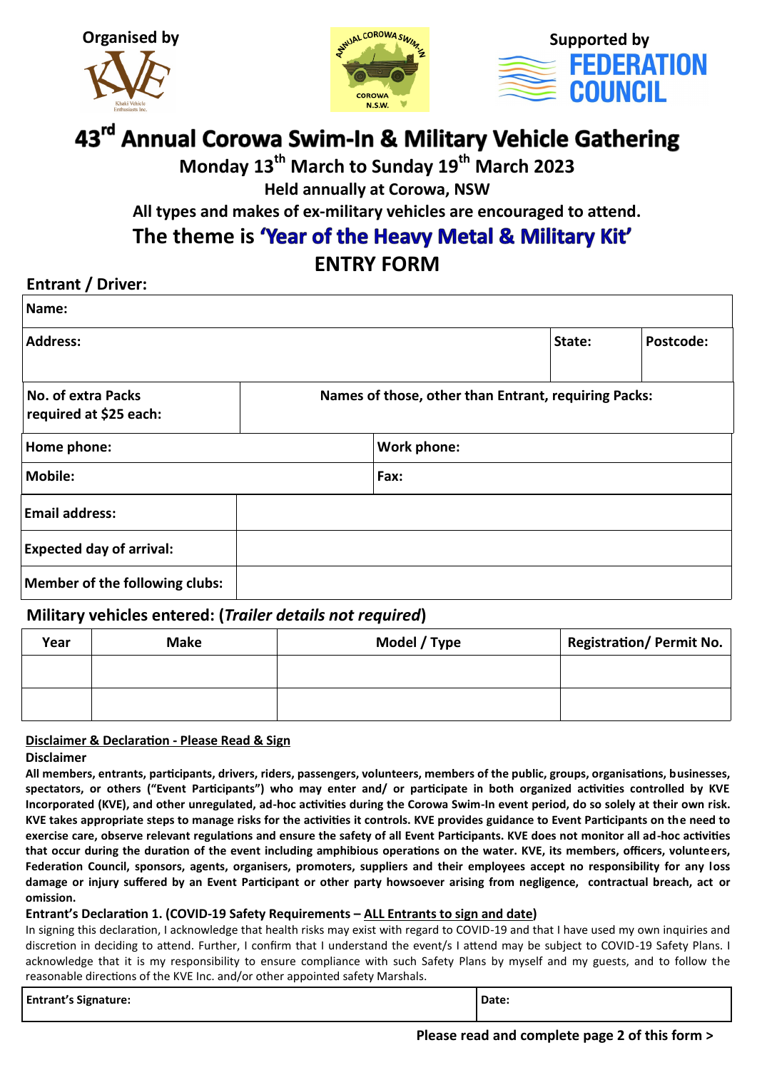**Organised by**

**Supported by**

**FEDERATION COUNCIL**

# 43rd Annual Corowa Swim-In & Military Vehicle Gathering

**Monday 13th March to Sunday 19th March 2023**

**Held annually at Corowa, NSW**

**All types and makes of ex-military vehicles are encouraged to attend.**

## The theme is 'Year of the Heavy Metal & Military Kit'

## ENTRY FORM

### Entrant / Driver:

| Name: | | | |
|---|---|---|---|
| Address: | | State: | Postcode: |
| No. of extra Packs required at $25 each: | Names of those, other than Entrant, requiring Packs: | | |
| Home phone: | | Work phone: | |
| Mobile: | | Fax: | |
| Email address: | | | |
| Expected day of arrival: | | | |
| Member of the following clubs: | | | |

### Military vehicles entered: (*Trailer details not required*)

| Year | Make | Model / Type | Registration/ Permit No. |
|---|---|---|---|
| | | | |
| | | | |

**Disclaimer & Declaration - Please Read & Sign**

**Disclaimer**

**All members, entrants, participants, drivers, riders, passengers, volunteers, members of the public, groups, organisations, businesses, spectators, or others ("Event Participants") who may enter and/ or participate in both organized activities controlled by KVE Incorporated (KVE), and other unregulated, ad-hoc activities during the Corowa Swim-In event period, do so solely at their own risk. KVE takes appropriate steps to manage risks for the activities it controls. KVE provides guidance to Event Participants on the need to exercise care, observe relevant regulations and ensure the safety of all Event Participants. KVE does not monitor all ad-hoc activities that occur during the duration of the event including amphibious operations on the water. KVE, its members, officers, volunteers, Federation Council, sponsors, agents, organisers, promoters, suppliers and their employees accept no responsibility for any loss damage or injury suffered by an Event Participant or other party howsoever arising from negligence, contractual breach, act or omission.**

**Entrant's Declaration 1. (COVID-19 Safety Requirements – ALL Entrants to sign and date)**

In signing this declaration, I acknowledge that health risks may exist with regard to COVID-19 and that I have used my own inquiries and discretion in deciding to attend. Further, I confirm that I understand the event/s I attend may be subject to COVID-19 Safety Plans. I acknowledge that it is my responsibility to ensure compliance with such Safety Plans by myself and my guests, and to follow the reasonable directions of the KVE Inc. and/or other appointed safety Marshals.

| Entrant's Signature: | Date: |
|---|---|

**Please read and complete page 2 of this form >**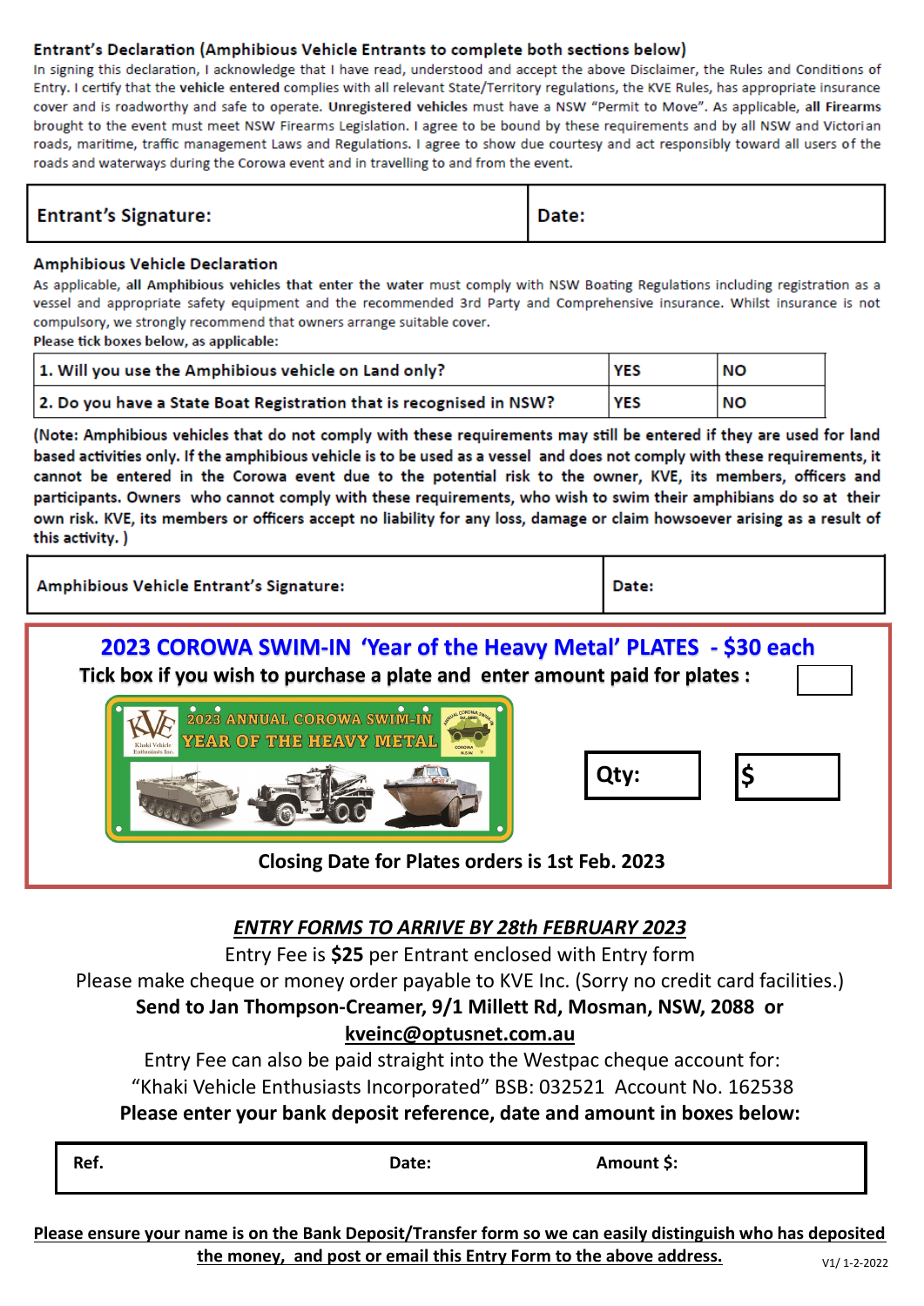**Entrant's Declaration (Amphibious Vehicle Entrants to complete both sections below)**

In signing this declaration, I acknowledge that I have read, understood and accept the above Disclaimer, the Rules and Conditions of Entry. I certify that the **vehicle entered** complies with all relevant State/Territory regulations, the KVE Rules, has appropriate insurance cover and is roadworthy and safe to operate. **Unregistered vehicles** must have a NSW "Permit to Move". As applicable, **all Firearms** brought to the event must meet NSW Firearms Legislation. I agree to be bound by these requirements and by all NSW and Victorian roads, maritime, traffic management Laws and Regulations. I agree to show due courtesy and act responsibly toward all users of the roads and waterways during the Corowa event and in travelling to and from the event.

| | |
|---|---|
| **Entrant's Signature:** | **Date:** |

**Amphibious Vehicle Declaration**

As applicable, **all Amphibious vehicles that enter the water** must comply with NSW Boating Regulations including registration as a vessel and appropriate safety equipment and the recommended 3rd Party and Comprehensive insurance. Whilst insurance is not compulsory, we strongly recommend that owners arrange suitable cover.

**Please tick boxes below, as applicable:**

| | | |
|---|---|---|
| **1. Will you use the Amphibious vehicle on Land only?** | **YES** | **NO** |
| **2. Do you have a State Boat Registration that is recognised in NSW?** | **YES** | **NO** |

**(Note: Amphibious vehicles that do not comply with these requirements may still be entered if they are used for land based activities only. If the amphibious vehicle is to be used as a vessel and does not comply with these requirements, it cannot be entered in the Corowa event due to the potential risk to the owner, KVE, its members, officers and participants. Owners who cannot comply with these requirements, who wish to swim their amphibians do so at their own risk. KVE, its members or officers accept no liability for any loss, damage or claim howsoever arising as a result of this activity. )**

| | |
|---|---|
| **Amphibious Vehicle Entrant's Signature:** | **Date:** |

## 2023 COROWA SWIM-IN 'Year of the Heavy Metal' PLATES - $30 each

**Tick box if you wish to purchase a plate and enter amount paid for plates :**

KVE Khaki Vehicle Enthusiasts Inc. 2023 ANNUAL COROWA SWIM-IN YEAR OF THE HEAVY METAL

**Qty:** **$**

**Closing Date for Plates orders is 1st Feb. 2023**

***ENTRY FORMS TO ARRIVE BY 28th FEBRUARY 2023***

Entry Fee is **$25** per Entrant enclosed with Entry form

Please make cheque or money order payable to KVE Inc. (Sorry no credit card facilities.)

**Send to Jan Thompson-Creamer, 9/1 Millett Rd, Mosman, NSW, 2088 or**

**kveinc@optusnet.com.au**

Entry Fee can also be paid straight into the Westpac cheque account for:

"Khaki Vehicle Enthusiasts Incorporated" BSB: 032521 Account No. 162538

**Please enter your bank deposit reference, date and amount in boxes below:**

| | | |
|---|---|---|
| **Ref.** | **Date:** | **Amount $:** |

**Please ensure your name is on the Bank Deposit/Transfer form so we can easily distinguish who has deposited the money, and post or email this Entry Form to the above address.**

V1/ 1-2-2022